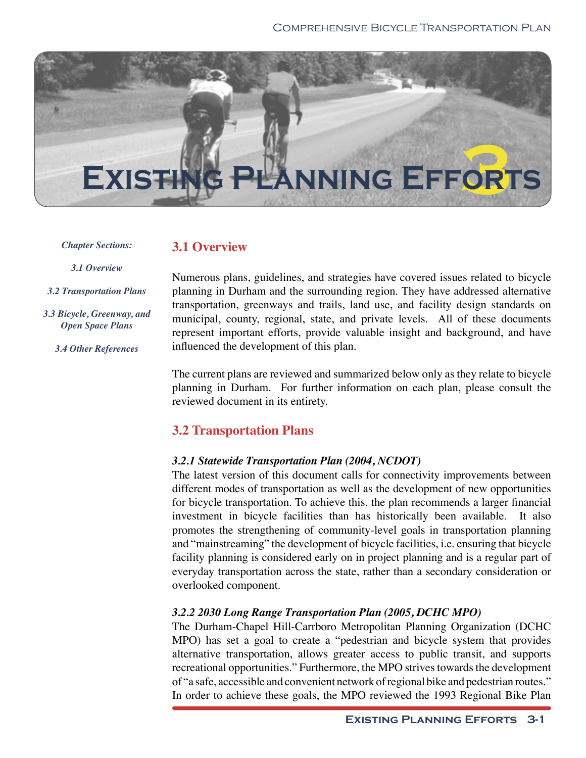// Chapter title
# Existing Planning Efforts 3

*Chapter Sections:*

*3.1 Overview*

*3.2 Transportation Plans*

*3.3 Bicycle, Greenway, and Open Space Plans*

*3.4 Other References*

## 3.1 Overview

Numerous plans, guidelines, and strategies have covered issues related to bicycle planning in Durham and the surrounding region. They have addressed alternative transportation, greenways and trails, land use, and facility design standards on municipal, county, regional, state, and private levels. All of these documents represent important efforts, provide valuable insight and background, and have influenced the development of this plan.

The current plans are reviewed and summarized below only as they relate to bicycle planning in Durham. For further information on each plan, please consult the reviewed document in its entirety.

## 3.2 Transportation Plans

### *3.2.1 Statewide Transportation Plan (2004, NCDOT)*

The latest version of this document calls for connectivity improvements between different modes of transportation as well as the development of new opportunities for bicycle transportation. To achieve this, the plan recommends a larger financial investment in bicycle facilities than has historically been available. It also promotes the strengthening of community-level goals in transportation planning and "mainstreaming" the development of bicycle facilities, i.e. ensuring that bicycle facility planning is considered early on in project planning and is a regular part of everyday transportation across the state, rather than a secondary consideration or overlooked component.

### *3.2.2 2030 Long Range Transportation Plan (2005, DCHC MPO)*

The Durham-Chapel Hill-Carrboro Metropolitan Planning Organization (DCHC MPO) has set a goal to create a "pedestrian and bicycle system that provides alternative transportation, allows greater access to public transit, and supports recreational opportunities." Furthermore, the MPO strives towards the development of "a safe, accessible and convenient network of regional bike and pedestrian routes." In order to achieve these goals, the MPO reviewed the 1993 Regional Bike Plan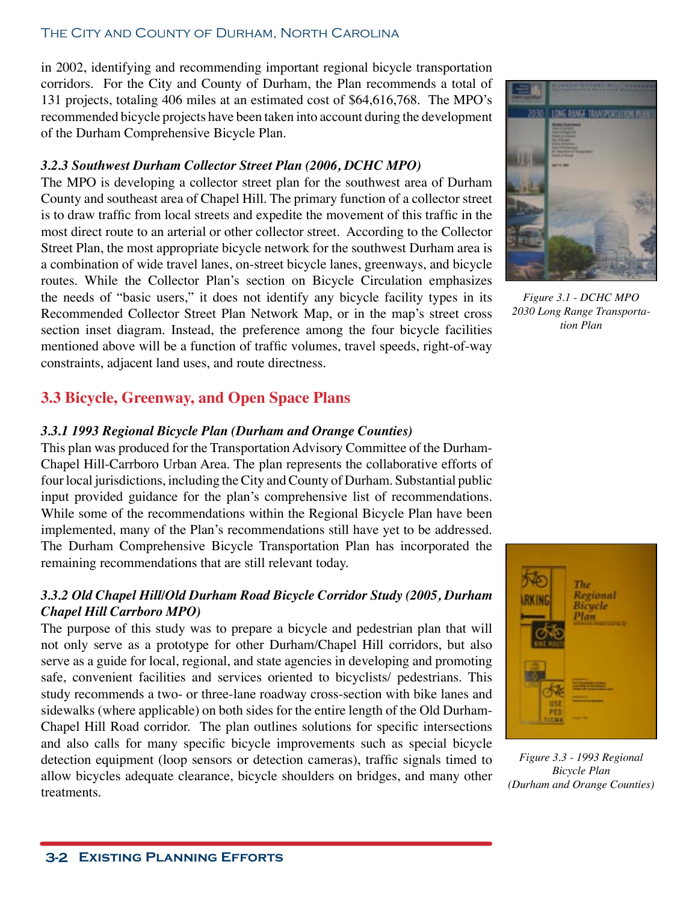in 2002, identifying and recommending important regional bicycle transportation corridors. For the City and County of Durham, the Plan recommends a total of 131 projects, totaling 406 miles at an estimated cost of $64,616,768. The MPO's recommended bicycle projects have been taken into account during the development of the Durham Comprehensive Bicycle Plan.

*Figure 3.1 - DCHC MPO 2030 Long Range Transportation Plan*

#### *3.2.3 Southwest Durham Collector Street Plan (2006, DCHC MPO)*

The MPO is developing a collector street plan for the southwest area of Durham County and southeast area of Chapel Hill. The primary function of a collector street is to draw traffic from local streets and expedite the movement of this traffic in the most direct route to an arterial or other collector street. According to the Collector Street Plan, the most appropriate bicycle network for the southwest Durham area is a combination of wide travel lanes, on-street bicycle lanes, greenways, and bicycle routes. While the Collector Plan's section on Bicycle Circulation emphasizes the needs of "basic users," it does not identify any bicycle facility types in its Recommended Collector Street Plan Network Map, or in the map's street cross section inset diagram. Instead, the preference among the four bicycle facilities mentioned above will be a function of traffic volumes, travel speeds, right-of-way constraints, adjacent land uses, and route directness.

## 3.3 Bicycle, Greenway, and Open Space Plans

#### *3.3.1 1993 Regional Bicycle Plan (Durham and Orange Counties)*

This plan was produced for the Transportation Advisory Committee of the Durham-Chapel Hill-Carrboro Urban Area. The plan represents the collaborative efforts of four local jurisdictions, including the City and County of Durham. Substantial public input provided guidance for the plan's comprehensive list of recommendations. While some of the recommendations within the Regional Bicycle Plan have been implemented, many of the Plan's recommendations still have yet to be addressed. The Durham Comprehensive Bicycle Transportation Plan has incorporated the remaining recommendations that are still relevant today.

#### *3.3.2 Old Chapel Hill/Old Durham Road Bicycle Corridor Study (2005, Durham Chapel Hill Carrboro MPO)*

The purpose of this study was to prepare a bicycle and pedestrian plan that will not only serve as a prototype for other Durham/Chapel Hill corridors, but also serve as a guide for local, regional, and state agencies in developing and promoting safe, convenient facilities and services oriented to bicyclists/ pedestrians. This study recommends a two- or three-lane roadway cross-section with bike lanes and sidewalks (where applicable) on both sides for the entire length of the Old Durham-Chapel Hill Road corridor. The plan outlines solutions for specific intersections and also calls for many specific bicycle improvements such as special bicycle detection equipment (loop sensors or detection cameras), traffic signals timed to allow bicycles adequate clearance, bicycle shoulders on bridges, and many other treatments.

*Figure 3.3 - 1993 Regional Bicycle Plan (Durham and Orange Counties)*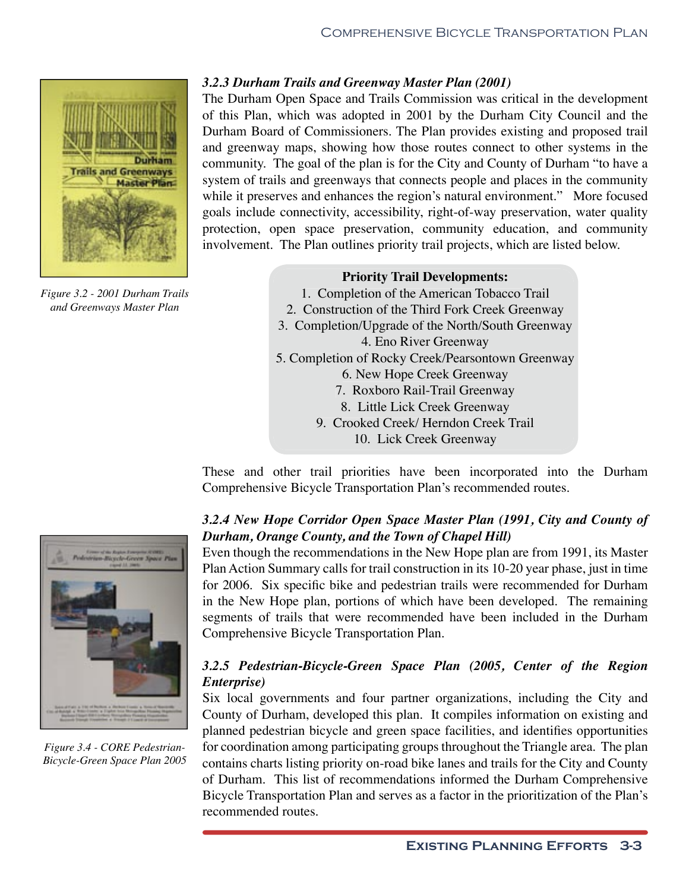### 3.2.3 Durham Trails and Greenway Master Plan (2001)

The Durham Open Space and Trails Commission was critical in the development of this Plan, which was adopted in 2001 by the Durham City Council and the Durham Board of Commissioners. The Plan provides existing and proposed trail and greenway maps, showing how those routes connect to other systems in the community. The goal of the plan is for the City and County of Durham "to have a system of trails and greenways that connects people and places in the community while it preserves and enhances the region's natural environment." More focused goals include connectivity, accessibility, right-of-way preservation, water quality protection, open space preservation, community education, and community involvement. The Plan outlines priority trail projects, which are listed below.

*Figure 3.2 - 2001 Durham Trails and Greenways Master Plan*

**Priority Trail Developments:**

1. Completion of the American Tobacco Trail
2. Construction of the Third Fork Creek Greenway
3. Completion/Upgrade of the North/South Greenway
4. Eno River Greenway
5. Completion of Rocky Creek/Pearsontown Greenway
6. New Hope Creek Greenway
7. Roxboro Rail-Trail Greenway
8. Little Lick Creek Greenway
9. Crooked Creek/ Herndon Creek Trail
10. Lick Creek Greenway

These and other trail priorities have been incorporated into the Durham Comprehensive Bicycle Transportation Plan's recommended routes.

### 3.2.4 New Hope Corridor Open Space Master Plan (1991, City and County of Durham, Orange County, and the Town of Chapel Hill)

Even though the recommendations in the New Hope plan are from 1991, its Master Plan Action Summary calls for trail construction in its 10-20 year phase, just in time for 2006. Six specific bike and pedestrian trails were recommended for Durham in the New Hope plan, portions of which have been developed. The remaining segments of trails that were recommended have been included in the Durham Comprehensive Bicycle Transportation Plan.

### 3.2.5 Pedestrian-Bicycle-Green Space Plan (2005, Center of the Region Enterprise)

Six local governments and four partner organizations, including the City and County of Durham, developed this plan. It compiles information on existing and planned pedestrian bicycle and green space facilities, and identifies opportunities for coordination among participating groups throughout the Triangle area. The plan contains charts listing priority on-road bike lanes and trails for the City and County of Durham. This list of recommendations informed the Durham Comprehensive Bicycle Transportation Plan and serves as a factor in the prioritization of the Plan's recommended routes.

*Figure 3.4 - CORE Pedestrian-Bicycle-Green Space Plan 2005*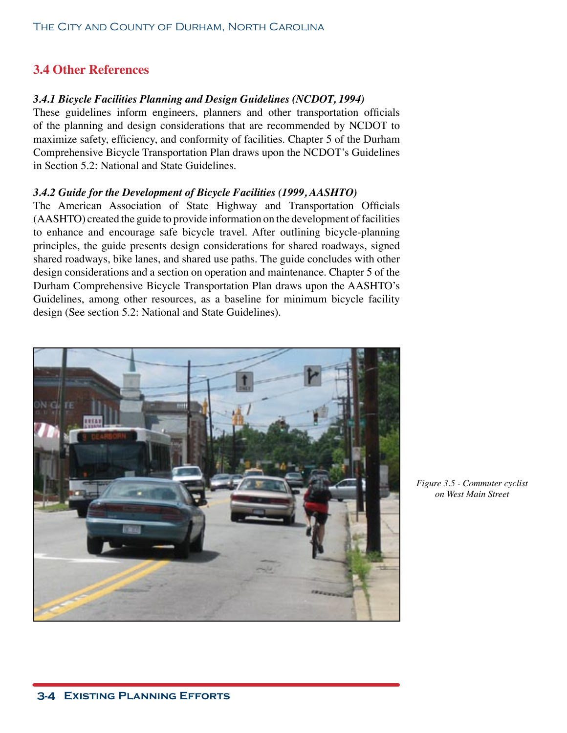## 3.4 Other References

### *3.4.1 Bicycle Facilities Planning and Design Guidelines (NCDOT, 1994)*

These guidelines inform engineers, planners and other transportation officials of the planning and design considerations that are recommended by NCDOT to maximize safety, efficiency, and conformity of facilities. Chapter 5 of the Durham Comprehensive Bicycle Transportation Plan draws upon the NCDOT's Guidelines in Section 5.2: National and State Guidelines.

### *3.4.2 Guide for the Development of Bicycle Facilities (1999, AASHTO)*

The American Association of State Highway and Transportation Officials (AASHTO) created the guide to provide information on the development of facilities to enhance and encourage safe bicycle travel. After outlining bicycle-planning principles, the guide presents design considerations for shared roadways, signed shared roadways, bike lanes, and shared use paths. The guide concludes with other design considerations and a section on operation and maintenance. Chapter 5 of the Durham Comprehensive Bicycle Transportation Plan draws upon the AASHTO's Guidelines, among other resources, as a baseline for minimum bicycle facility design (See section 5.2: National and State Guidelines).

*Figure 3.5 - Commuter cyclist on West Main Street*